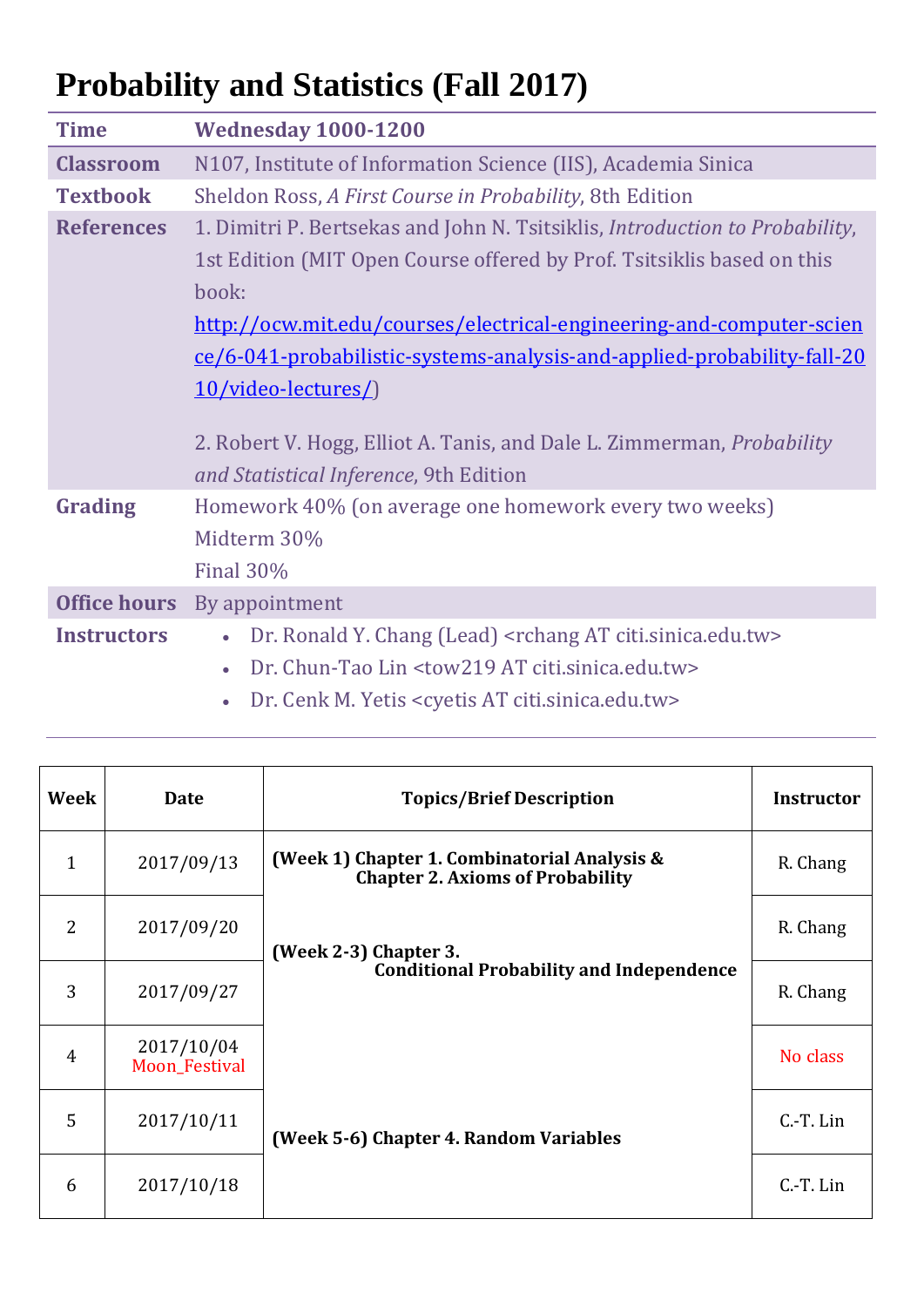# Probability and Statistics (Fall 2017)

| | |
|---|---|
| **Time** | **Wednesday 1000-1200** |
| **Classroom** | N107, Institute of Information Science (IIS), Academia Sinica |
| **Textbook** | Sheldon Ross, *A First Course in Probability*, 8th Edition |
| **References** | 1. Dimitri P. Bertsekas and John N. Tsitsiklis, *Introduction to Probability*, 1st Edition (MIT Open Course offered by Prof. Tsitsiklis based on this book: [http://ocw.mit.edu/courses/electrical-engineering-and-computer-science/6-041-probabilistic-systems-analysis-and-applied-probability-fall-2010/video-lectures/](http://ocw.mit.edu/courses/electrical-engineering-and-computer-science/6-041-probabilistic-systems-analysis-and-applied-probability-fall-2010/video-lectures/))<br><br>2. Robert V. Hogg, Elliot A. Tanis, and Dale L. Zimmerman, *Probability and Statistical Inference*, 9th Edition |
| **Grading** | Homework 40% (on average one homework every two weeks)<br>Midterm 30%<br>Final 30% |
| **Office hours** | By appointment |
| **Instructors** | • Dr. Ronald Y. Chang (Lead) <rchang AT citi.sinica.edu.tw><br>• Dr. Chun-Tao Lin <tow219 AT citi.sinica.edu.tw><br>• Dr. Cenk M. Yetis <cyetis AT citi.sinica.edu.tw> |

| Week | Date | Topics/Brief Description | Instructor |
|---|---|---|---|
| 1 | 2017/09/13 | **(Week 1) Chapter 1. Combinatorial Analysis & Chapter 2. Axioms of Probability** | R. Chang |
| 2 | 2017/09/20 | **(Week 2-3) Chapter 3. Conditional Probability and Independence** | R. Chang |
| 3 | 2017/09/27 | | R. Chang |
| 4 | 2017/10/04 Moon_Festival | | No class |
| 5 | 2017/10/11 | **(Week 5-6) Chapter 4. Random Variables** | C.-T. Lin |
| 6 | 2017/10/18 | | C.-T. Lin |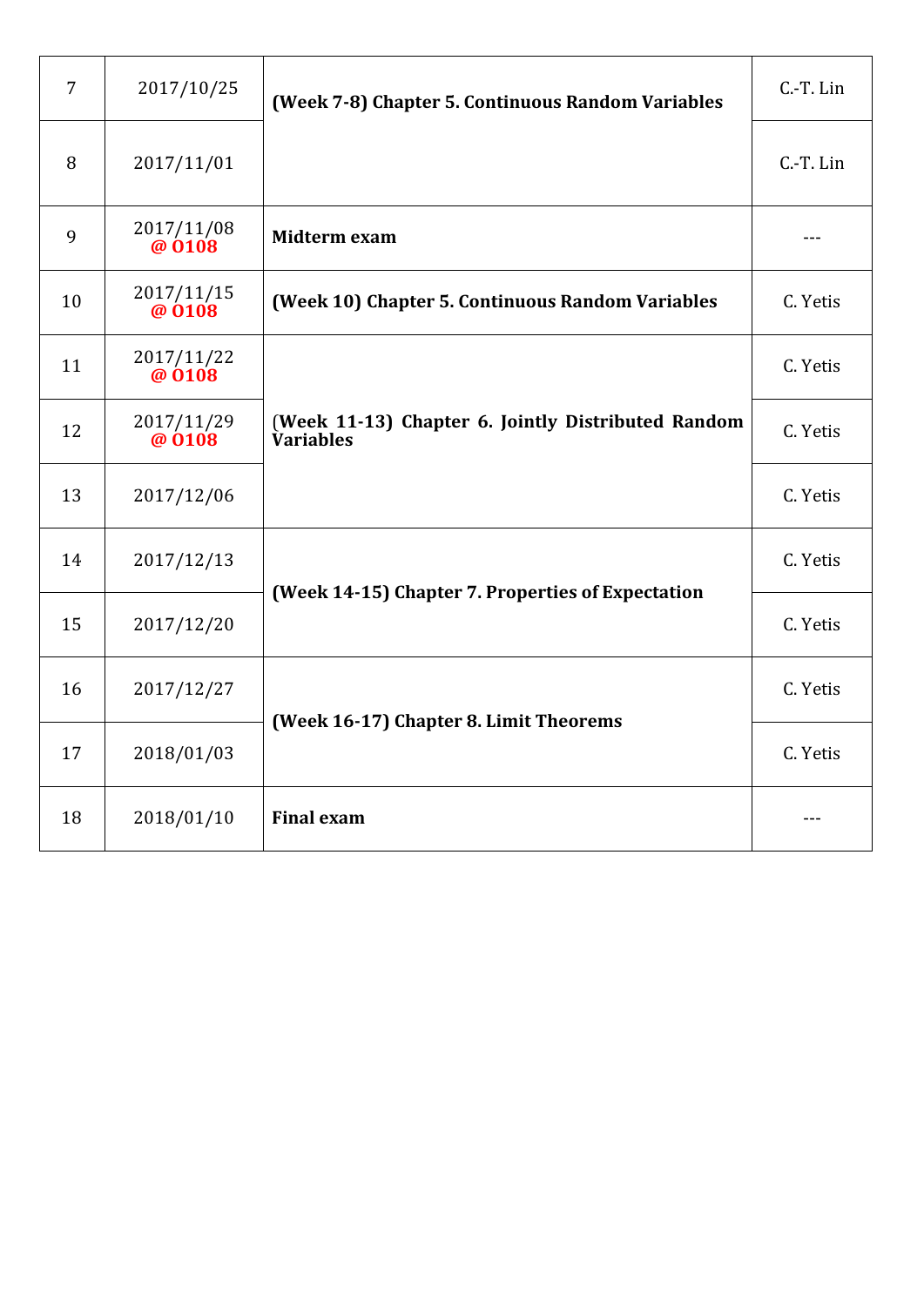| | | | |
|---|---|---|---|
| 7 | 2017/10/25 | **(Week 7-8) Chapter 5. Continuous Random Variables** | C.-T. Lin |
| 8 | 2017/11/01 | | C.-T. Lin |
| 9 | 2017/11/08 **@ O108** | **Midterm exam** | --- |
| 10 | 2017/11/15 **@ O108** | **(Week 10) Chapter 5. Continuous Random Variables** | C. Yetis |
| 11 | 2017/11/22 **@ O108** | **(Week 11-13) Chapter 6. Jointly Distributed Random Variables** | C. Yetis |
| 12 | 2017/11/29 **@ O108** | | C. Yetis |
| 13 | 2017/12/06 | | C. Yetis |
| 14 | 2017/12/13 | **(Week 14-15) Chapter 7. Properties of Expectation** | C. Yetis |
| 15 | 2017/12/20 | | C. Yetis |
| 16 | 2017/12/27 | **(Week 16-17) Chapter 8. Limit Theorems** | C. Yetis |
| 17 | 2018/01/03 | | C. Yetis |
| 18 | 2018/01/10 | **Final exam** | --- |